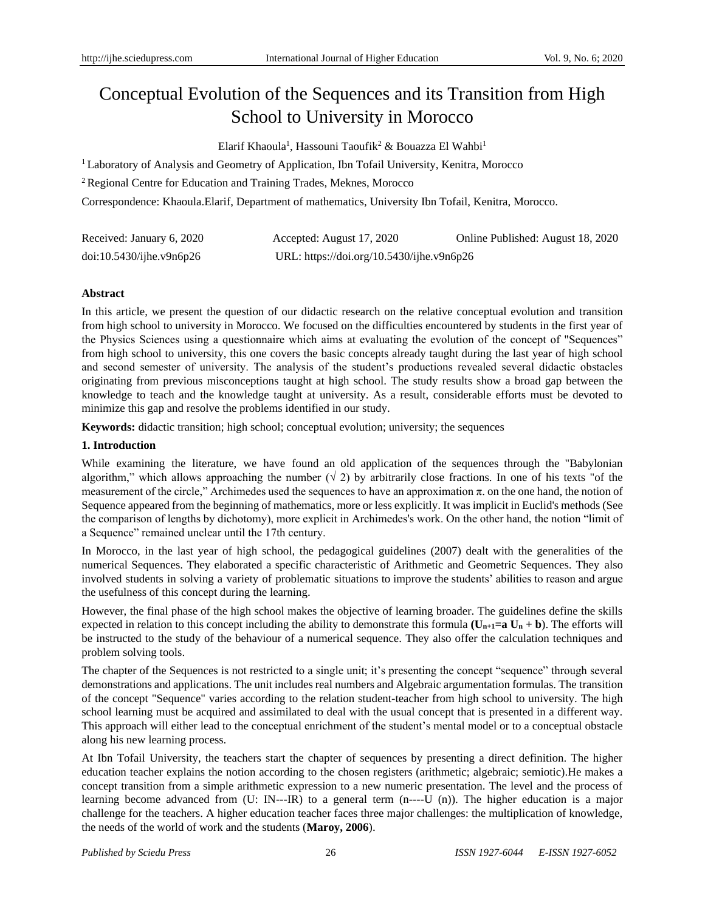# Conceptual Evolution of the Sequences and its Transition from High School to University in Morocco

Elarif Khaoula[1], Hassouni Taoufik[2] & Bouazza El Wahbi[1]

[1] Laboratory of Analysis and Geometry of Application, Ibn Tofail University, Kenitra, Morocco

[2] Regional Centre for Education and Training Trades, Meknes, Morocco

Correspondence: Khaoula.Elarif, Department of mathematics, University Ibn Tofail, Kenitra, Morocco.

Received: January 6, 2020 Accepted: August 17, 2020 Online Published: August 18, 2020

doi:10.5430/ijhe.v9n6p26 URL: https://doi.org/10.5430/ijhe.v9n6p26

**Abstract**

In this article, we present the question of our didactic research on the relative conceptual evolution and transition from high school to university in Morocco. We focused on the difficulties encountered by students in the first year of the Physics Sciences using a questionnaire which aims at evaluating the evolution of the concept of "Sequences" from high school to university, this one covers the basic concepts already taught during the last year of high school and second semester of university. The analysis of the student's productions revealed several didactic obstacles originating from previous misconceptions taught at high school. The study results show a broad gap between the knowledge to teach and the knowledge taught at university. As a result, considerable efforts must be devoted to minimize this gap and resolve the problems identified in our study.

**Keywords:** didactic transition; high school; conceptual evolution; university; the sequences

## 1. Introduction

While examining the literature, we have found an old application of the sequences through the "Babylonian algorithm," which allows approaching the number ($\sqrt{2}$) by arbitrarily close fractions. In one of his texts "of the measurement of the circle," Archimedes used the sequences to have an approximation π. on the one hand, the notion of Sequence appeared from the beginning of mathematics, more or less explicitly. It was implicit in Euclid's methods (See the comparison of lengths by dichotomy), more explicit in Archimedes's work. On the other hand, the notion "limit of a Sequence" remained unclear until the 17th century.

In Morocco, in the last year of high school, the pedagogical guidelines (2007) dealt with the generalities of the numerical Sequences. They elaborated a specific characteristic of Arithmetic and Geometric Sequences. They also involved students in solving a variety of problematic situations to improve the students' abilities to reason and argue the usefulness of this concept during the learning.

However, the final phase of the high school makes the objective of learning broader. The guidelines define the skills expected in relation to this concept including the ability to demonstrate this formula **($U_{n+1}$=a $U_n$ + b)**. The efforts will be instructed to the study of the behaviour of a numerical sequence. They also offer the calculation techniques and problem solving tools.

The chapter of the Sequences is not restricted to a single unit; it's presenting the concept "sequence" through several demonstrations and applications. The unit includes real numbers and Algebraic argumentation formulas. The transition of the concept "Sequence" varies according to the relation student-teacher from high school to university. The high school learning must be acquired and assimilated to deal with the usual concept that is presented in a different way. This approach will either lead to the conceptual enrichment of the student's mental model or to a conceptual obstacle along his new learning process.

At Ibn Tofail University, the teachers start the chapter of sequences by presenting a direct definition. The higher education teacher explains the notion according to the chosen registers (arithmetic; algebraic; semiotic).He makes a concept transition from a simple arithmetic expression to a new numeric presentation. The level and the process of learning become advanced from (U: IN---IR) to a general term (n----U (n)). The higher education is a major challenge for the teachers. A higher education teacher faces three major challenges: the multiplication of knowledge, the needs of the world of work and the students (**Maroy, 2006**).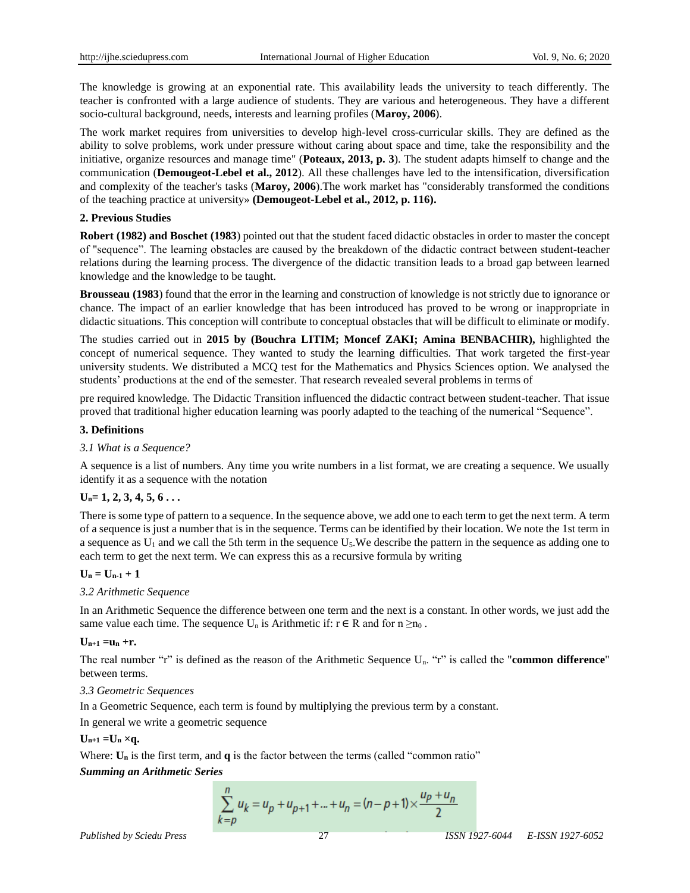The knowledge is growing at an exponential rate. This availability leads the university to teach differently. The teacher is confronted with a large audience of students. They are various and heterogeneous. They have a different socio-cultural background, needs, interests and learning profiles (**Maroy, 2006**).

The work market requires from universities to develop high-level cross-curricular skills. They are defined as the ability to solve problems, work under pressure without caring about space and time, take the responsibility and the initiative, organize resources and manage time" (**Poteaux, 2013, p. 3**). The student adapts himself to change and the communication (**Demougeot-Lebel et al., 2012**). All these challenges have led to the intensification, diversification and complexity of the teacher's tasks (**Maroy, 2006**).The work market has "considerably transformed the conditions of the teaching practice at university» **(Demougeot-Lebel et al., 2012, p. 116).**

## 2. Previous Studies

**Robert (1982) and Boschet (1983**) pointed out that the student faced didactic obstacles in order to master the concept of "sequence". The learning obstacles are caused by the breakdown of the didactic contract between student-teacher relations during the learning process. The divergence of the didactic transition leads to a broad gap between learned knowledge and the knowledge to be taught.

**Brousseau (1983**) found that the error in the learning and construction of knowledge is not strictly due to ignorance or chance. The impact of an earlier knowledge that has been introduced has proved to be wrong or inappropriate in didactic situations. This conception will contribute to conceptual obstacles that will be difficult to eliminate or modify.

The studies carried out in **2015 by (Bouchra LITIM; Moncef ZAKI; Amina BENBACHIR),** highlighted the concept of numerical sequence. They wanted to study the learning difficulties. That work targeted the first-year university students. We distributed a MCQ test for the Mathematics and Physics Sciences option. We analysed the students' productions at the end of the semester. That research revealed several problems in terms of

pre required knowledge. The Didactic Transition influenced the didactic contract between student-teacher. That issue proved that traditional higher education learning was poorly adapted to the teaching of the numerical "Sequence".

## 3. Definitions

### *3.1 What is a Sequence?*

A sequence is a list of numbers. Any time you write numbers in a list format, we are creating a sequence. We usually identify it as a sequence with the notation

**$U_n$= 1, 2, 3, 4, 5, 6 . . .**

There is some type of pattern to a sequence. In the sequence above, we add one to each term to get the next term. A term of a sequence is just a number that is in the sequence. Terms can be identified by their location. We note the 1st term in a sequence as $U_1$ and we call the 5th term in the sequence $U_5$.We describe the pattern in the sequence as adding one to each term to get the next term. We can express this as a recursive formula by writing

**$U_n = U_{n-1} + 1$**

### *3.2 Arithmetic Sequence*

In an Arithmetic Sequence the difference between one term and the next is a constant. In other words, we just add the same value each time. The sequence $U_n$ is Arithmetic if: $r \in R$ and for $n \geq n_0$ .

**$U_{n+1} = u_n + r$.**

The real number "r" is defined as the reason of the Arithmetic Sequence $U_n$. "r" is called the "**common difference**" between terms.

### *3.3 Geometric Sequences*

In a Geometric Sequence, each term is found by multiplying the previous term by a constant.

In general we write a geometric sequence

**$U_{n+1} = U_n \times q$.**

Where: **$U_n$** is the first term, and **q** is the factor between the terms (called "common ratio"

***Summing an Arithmetic Series***

$$\sum_{k=p}^{n} u_k = u_p + u_{p+1} + \dots + u_n = (n-p+1) \times \frac{u_p + u_n}{2}$$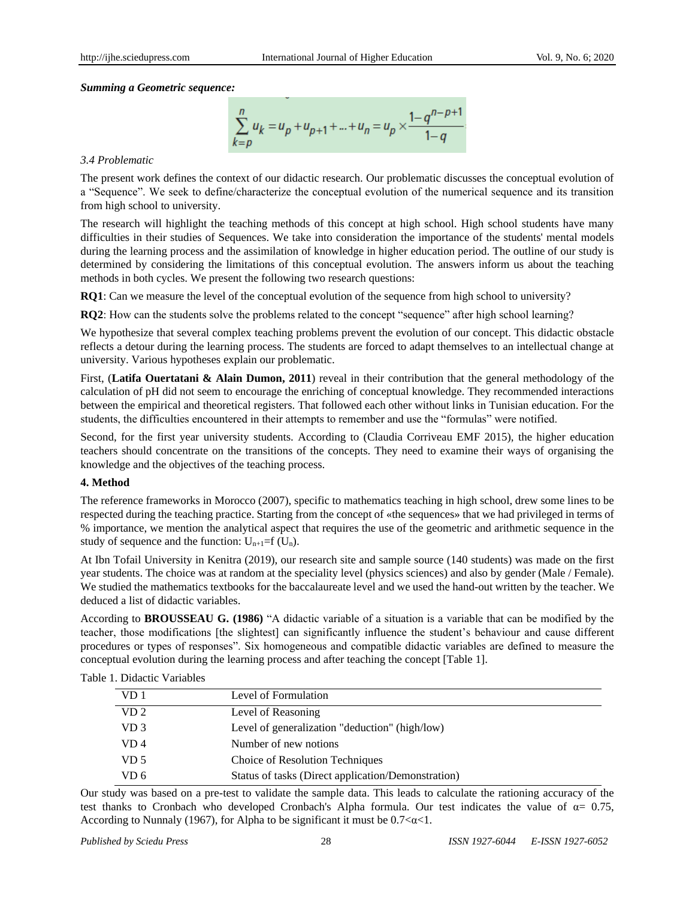***Summing a Geometric sequence:***

$$\sum_{k=p}^{n} u_k = u_p + u_{p+1} + ... + u_n = u_p \times \frac{1-q^{n-p+1}}{1-q}$$

*3.4 Problematic*

The present work defines the context of our didactic research. Our problematic discusses the conceptual evolution of a "Sequence". We seek to define/characterize the conceptual evolution of the numerical sequence and its transition from high school to university.

The research will highlight the teaching methods of this concept at high school. High school students have many difficulties in their studies of Sequences. We take into consideration the importance of the students' mental models during the learning process and the assimilation of knowledge in higher education period. The outline of our study is determined by considering the limitations of this conceptual evolution. The answers inform us about the teaching methods in both cycles. We present the following two research questions:

**RQ1**: Can we measure the level of the conceptual evolution of the sequence from high school to university?

**RQ2**: How can the students solve the problems related to the concept "sequence" after high school learning?

We hypothesize that several complex teaching problems prevent the evolution of our concept. This didactic obstacle reflects a detour during the learning process. The students are forced to adapt themselves to an intellectual change at university. Various hypotheses explain our problematic.

First, (**Latifa Ouertatani & Alain Dumon, 2011**) reveal in their contribution that the general methodology of the calculation of pH did not seem to encourage the enriching of conceptual knowledge. They recommended interactions between the empirical and theoretical registers. That followed each other without links in Tunisian education. For the students, the difficulties encountered in their attempts to remember and use the "formulas" were notified.

Second, for the first year university students. According to (Claudia Corriveau EMF 2015), the higher education teachers should concentrate on the transitions of the concepts. They need to examine their ways of organising the knowledge and the objectives of the teaching process.

**4. Method**

The reference frameworks in Morocco (2007), specific to mathematics teaching in high school, drew some lines to be respected during the teaching practice. Starting from the concept of «the sequences» that we had privileged in terms of % importance, we mention the analytical aspect that requires the use of the geometric and arithmetic sequence in the study of sequence and the function: $U_{n+1}=f(U_n)$.

At Ibn Tofail University in Kenitra (2019), our research site and sample source (140 students) was made on the first year students. The choice was at random at the speciality level (physics sciences) and also by gender (Male / Female). We studied the mathematics textbooks for the baccalaureate level and we used the hand-out written by the teacher. We deduced a list of didactic variables.

According to **BROUSSEAU G. (1986)** "A didactic variable of a situation is a variable that can be modified by the teacher, those modifications [the slightest] can significantly influence the student's behaviour and cause different procedures or types of responses". Six homogeneous and compatible didactic variables are defined to measure the conceptual evolution during the learning process and after teaching the concept [Table 1].

Table 1. Didactic Variables

| | |
|---|---|
| VD 1 | Level of Formulation |
| VD 2 | Level of Reasoning |
| VD 3 | Level of generalization "deduction" (high/low) |
| VD 4 | Number of new notions |
| VD 5 | Choice of Resolution Techniques |
| VD 6 | Status of tasks (Direct application/Demonstration) |

Our study was based on a pre-test to validate the sample data. This leads to calculate the rationing accuracy of the test thanks to Cronbach who developed Cronbach's Alpha formula. Our test indicates the value of $\alpha = 0.75$, According to Nunnaly (1967), for Alpha to be significant it must be $0.7<\alpha<1$.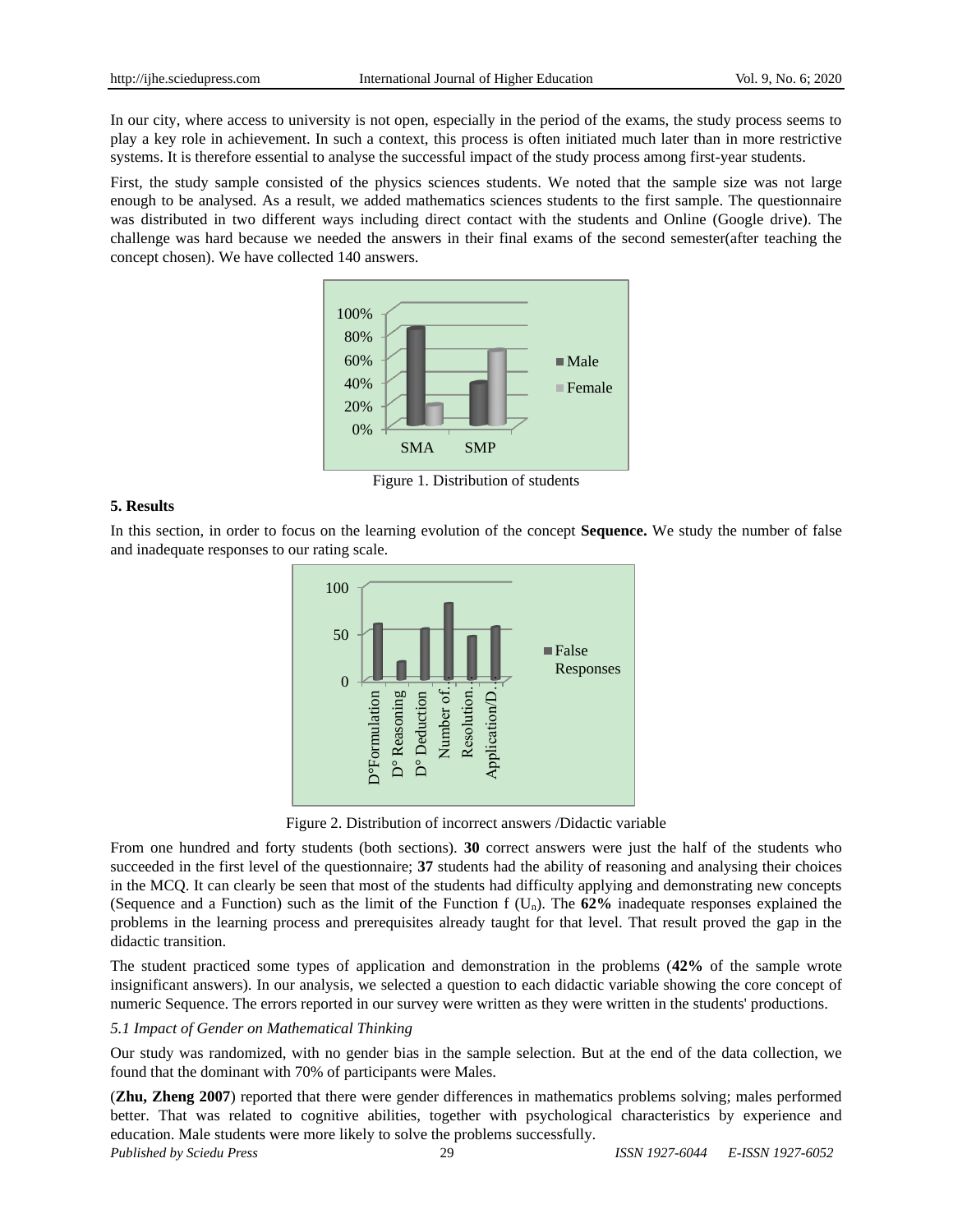In our city, where access to university is not open, especially in the period of the exams, the study process seems to play a key role in achievement. In such a context, this process is often initiated much later than in more restrictive systems. It is therefore essential to analyse the successful impact of the study process among first-year students.

First, the study sample consisted of the physics sciences students. We noted that the sample size was not large enough to be analysed. As a result, we added mathematics sciences students to the first sample. The questionnaire was distributed in two different ways including direct contact with the students and Online (Google drive). The challenge was hard because we needed the answers in their final exams of the second semester(after teaching the concept chosen). We have collected 140 answers.

Figure 1. Distribution of students

## 5. Results

In this section, in order to focus on the learning evolution of the concept **Sequence.** We study the number of false and inadequate responses to our rating scale.

Figure 2. Distribution of incorrect answers /Didactic variable

From one hundred and forty students (both sections). **30** correct answers were just the half of the students who succeeded in the first level of the questionnaire; **37** students had the ability of reasoning and analysing their choices in the MCQ. It can clearly be seen that most of the students had difficulty applying and demonstrating new concepts (Sequence and a Function) such as the limit of the Function f ($U_n$). The **62%** inadequate responses explained the problems in the learning process and prerequisites already taught for that level. That result proved the gap in the didactic transition.

The student practiced some types of application and demonstration in the problems (**42%** of the sample wrote insignificant answers). In our analysis, we selected a question to each didactic variable showing the core concept of numeric Sequence. The errors reported in our survey were written as they were written in the students' productions.

### *5.1 Impact of Gender on Mathematical Thinking*

Our study was randomized, with no gender bias in the sample selection. But at the end of the data collection, we found that the dominant with 70% of participants were Males.

(**Zhu, Zheng 2007**) reported that there were gender differences in mathematics problems solving; males performed better. That was related to cognitive abilities, together with psychological characteristics by experience and education. Male students were more likely to solve the problems successfully.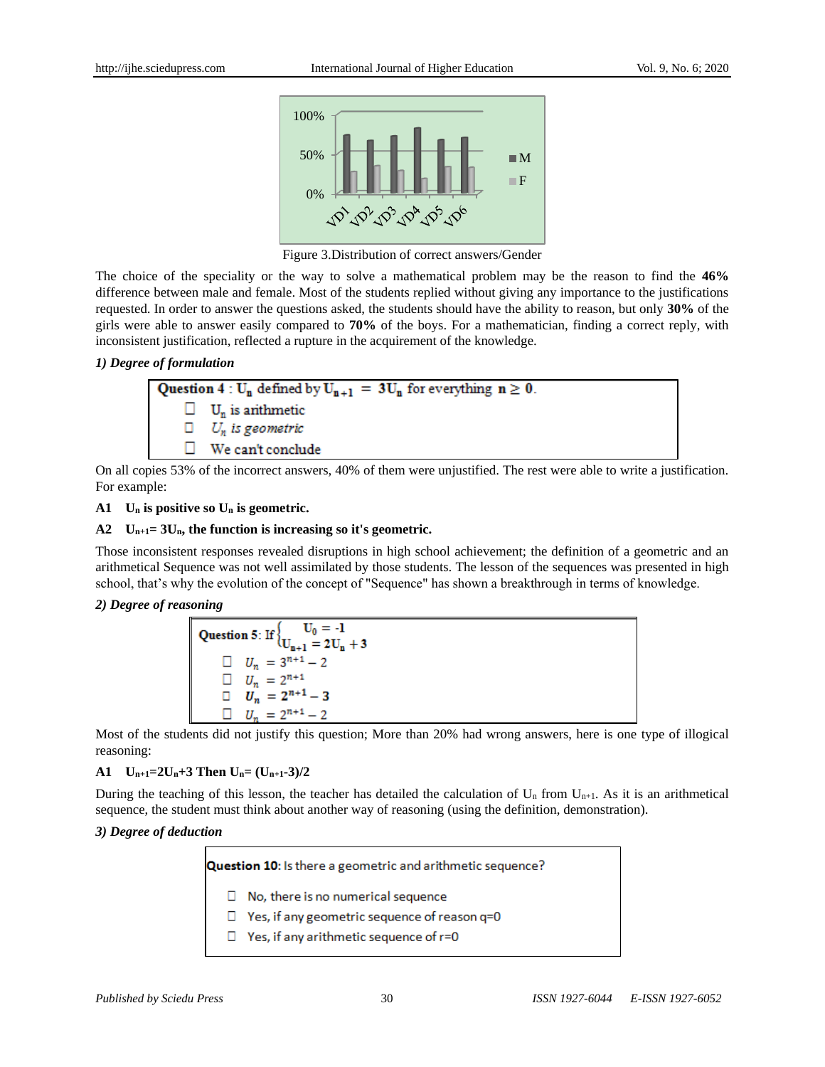Figure 3.Distribution of correct answers/Gender

The choice of the speciality or the way to solve a mathematical problem may be the reason to find the **46%** difference between male and female. Most of the students replied without giving any importance to the justifications requested. In order to answer the questions asked, the students should have the ability to reason, but only **30%** of the girls were able to answer easily compared to **70%** of the boys. For a mathematician, finding a correct reply, with inconsistent justification, reflected a rupture in the acquirement of the knowledge.

***1) Degree of formulation***

> **Question 4** : $U_n$ defined by $U_{n+1} = 3U_n$ for everything $n \geq 0$.
>
> ☐ $U_n$ is arithmetic
>
> ☐ $U_n$ *is geometric*
>
> ☐ We can't conclude

On all copies 53% of the incorrect answers, 40% of them were unjustified. The rest were able to write a justification. For example:

**A1 $U_n$ is positive so $U_n$ is geometric.**

**A2 $U_{n+1}= 3U_n$, the function is increasing so it's geometric.**

Those inconsistent responses revealed disruptions in high school achievement; the definition of a geometric and an arithmetical Sequence was not well assimilated by those students. The lesson of the sequences was presented in high school, that's why the evolution of the concept of "Sequence" has shown a breakthrough in terms of knowledge.

***2) Degree of reasoning***

> **Question 5**: If $\begin{cases} U_0 = -1 \\ U_{n+1} = 2U_n + 3 \end{cases}$
>
> ☐ $U_n = 3^{n+1} - 2$
>
> ☐ $U_n = 2^{n+1}$
>
> ☐ $U_n = 2^{n+1} - 3$
>
> ☐ $U_n = 2^{n+1} - 2$

Most of the students did not justify this question; More than 20% had wrong answers, here is one type of illogical reasoning:

**A1 $U_{n+1}=2U_n+3$ Then $U_n= (U_{n+1}-3)/2$**

During the teaching of this lesson, the teacher has detailed the calculation of $U_n$ from $U_{n+1}$. As it is an arithmetical sequence, the student must think about another way of reasoning (using the definition, demonstration).

***3) Degree of deduction***

> **Question 10**: Is there a geometric and arithmetic sequence?
>
> ☐ No, there is no numerical sequence
>
> ☐ Yes, if any geometric sequence of reason q=0
>
> ☐ Yes, if any arithmetic sequence of r=0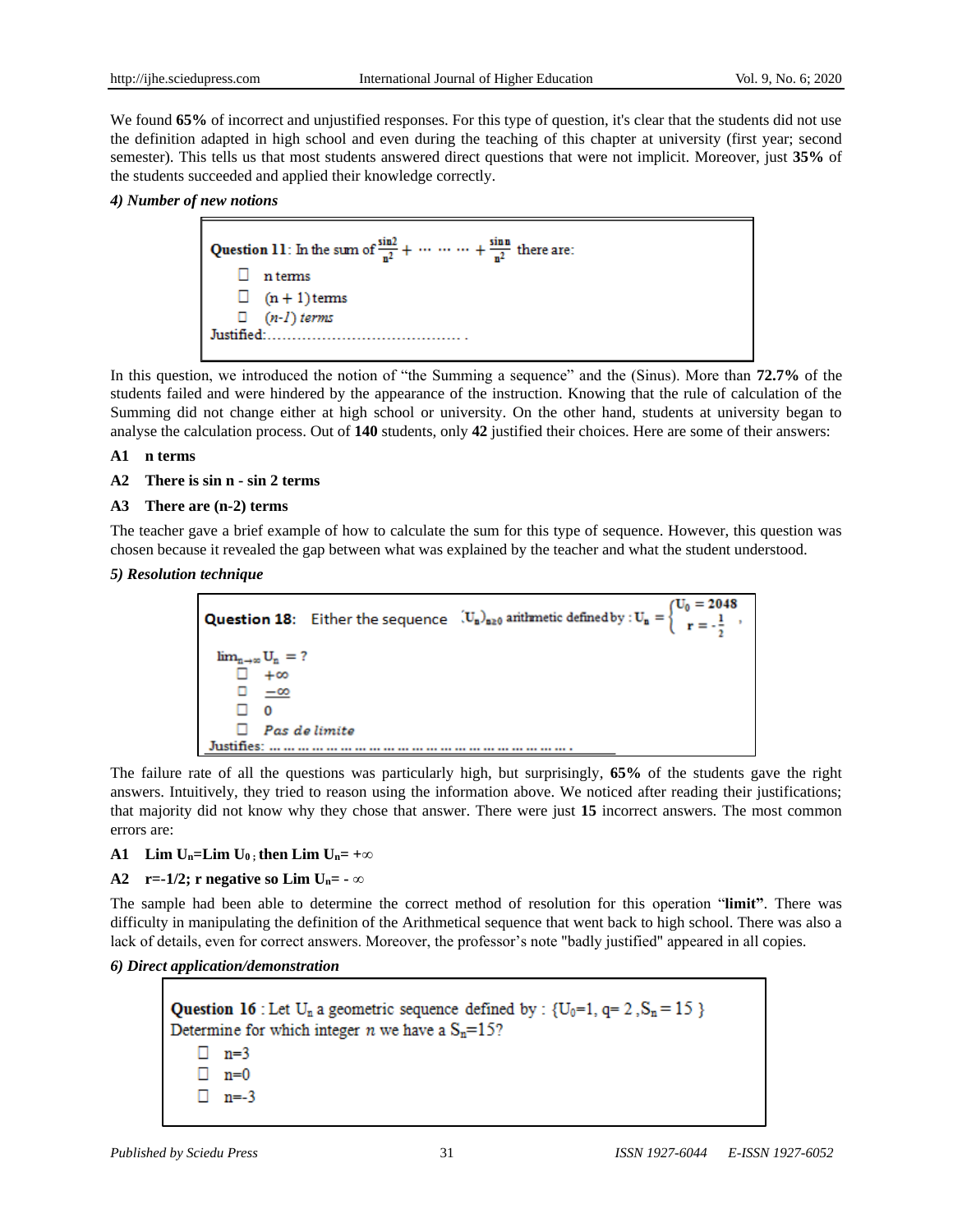We found **65%** of incorrect and unjustified responses. For this type of question, it's clear that the students did not use the definition adapted in high school and even during the teaching of this chapter at university (first year; second semester). This tells us that most students answered direct questions that were not implicit. Moreover, just **35%** of the students succeeded and applied their knowledge correctly.

***4) Number of new notions***

> **Question 11**: In the sum of $\frac{\sin 2}{n^2} + \cdots \cdots \cdots + \frac{\sin n}{n^2}$ there are:
>
> ☐ n terms
>
> ☐ $(n+1)$ terms
>
> ☐ *(n-1) terms*
>
> Justified:…………………………………… .

In this question, we introduced the notion of "the Summing a sequence" and the (Sinus). More than **72.7%** of the students failed and were hindered by the appearance of the instruction. Knowing that the rule of calculation of the Summing did not change either at high school or university. On the other hand, students at university began to analyse the calculation process. Out of **140** students, only **42** justified their choices. Here are some of their answers:

**A1 n terms**

**A2 There is sin n - sin 2 terms**

**A3 There are (n-2) terms**

The teacher gave a brief example of how to calculate the sum for this type of sequence. However, this question was chosen because it revealed the gap between what was explained by the teacher and what the student understood.

***5) Resolution technique***

> **Question 18**: Either the sequence $(U_n)_{n\geq 0}$ arithmetic defined by : $U_n = \begin{cases} U_0 = 2048 \\ r = -\frac{1}{2} \end{cases}$ ,
>
> $\lim_{n\to\infty} U_n = ?$
>
> ☐ $+\infty$
>
> ☐ $-\infty$
>
> ☐ 0
>
> ☐ *Pas de limite*
>
> Justifies: ……………………………………………………… .

The failure rate of all the questions was particularly high, but surprisingly, **65%** of the students gave the right answers. Intuitively, they tried to reason using the information above. We noticed after reading their justifications; that majority did not know why they chose that answer. There were just **15** incorrect answers. The most common errors are:

**A1 Lim $U_n$=Lim $U_0$ ; then Lim $U_n$= $+\infty$**

**A2 r=-1/2; r negative so Lim $U_n$= $-\infty$**

The sample had been able to determine the correct method of resolution for this operation "**limit"**. There was difficulty in manipulating the definition of the Arithmetical sequence that went back to high school. There was also a lack of details, even for correct answers. Moreover, the professor's note "badly justified" appeared in all copies.

***6) Direct application/demonstration***

> **Question 16** : Let $U_n$ a geometric sequence defined by : $\{U_0=1, q=2, S_n=15\}$
> Determine for which integer $n$ we have a $S_n=15$?
>
> ☐ n=3
>
> ☐ n=0
>
> ☐ n=-3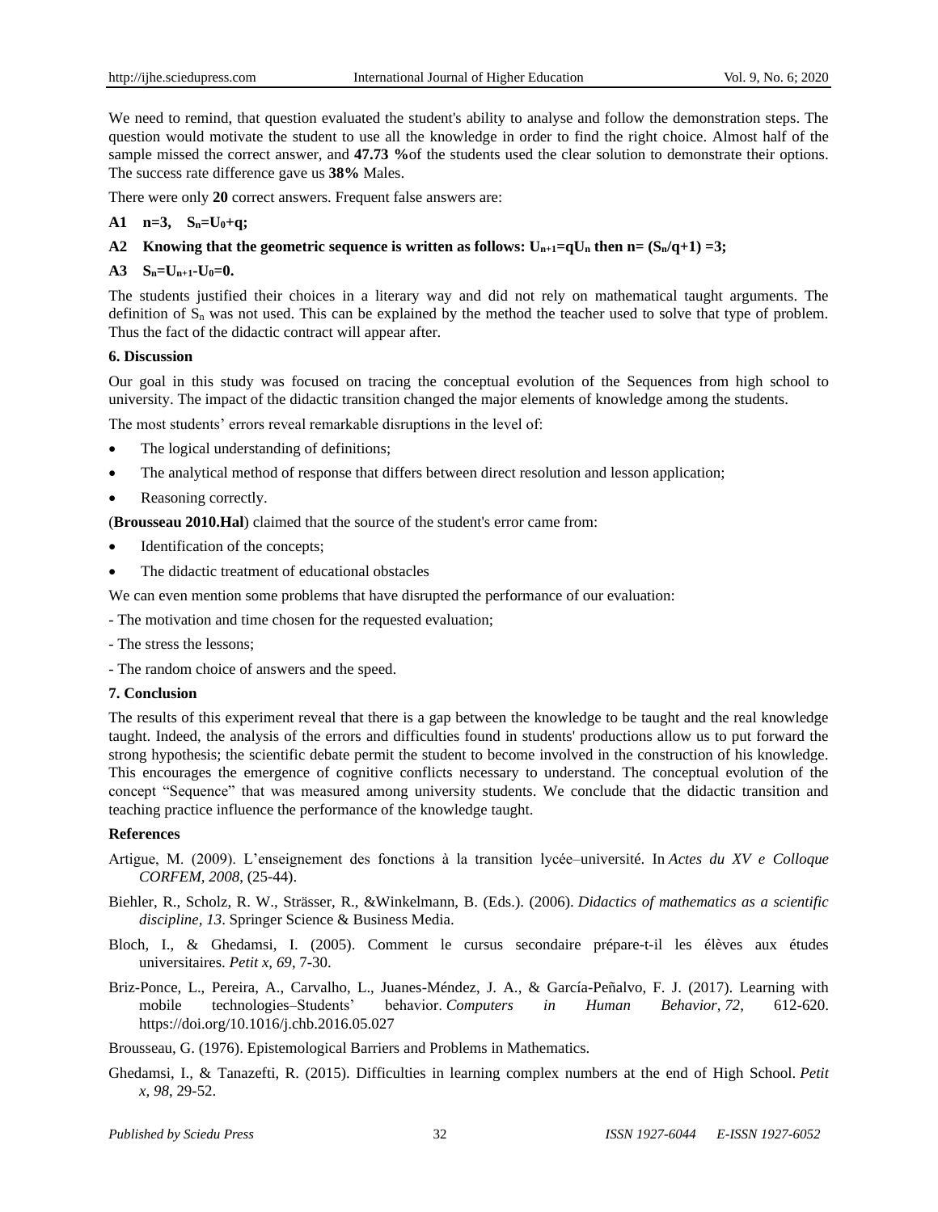We need to remind, that question evaluated the student's ability to analyse and follow the demonstration steps. The question would motivate the student to use all the knowledge in order to find the right choice. Almost half of the sample missed the correct answer, and **47.73 %**of the students used the clear solution to demonstrate their options. The success rate difference gave us **38%** Males.

There were only **20** correct answers. Frequent false answers are:

**A1 n=3, $S_n=U_0+q$;**

**A2 Knowing that the geometric sequence is written as follows: $U_{n+1}=qU_n$ then n= $(S_n/q+1)$ =3;**

**A3 $S_n=U_{n+1}-U_0=0$.**

The students justified their choices in a literary way and did not rely on mathematical taught arguments. The definition of $S_n$ was not used. This can be explained by the method the teacher used to solve that type of problem. Thus the fact of the didactic contract will appear after.

## 6. Discussion

Our goal in this study was focused on tracing the conceptual evolution of the Sequences from high school to university. The impact of the didactic transition changed the major elements of knowledge among the students.

The most students' errors reveal remarkable disruptions in the level of:

- The logical understanding of definitions;
- The analytical method of response that differs between direct resolution and lesson application;
- Reasoning correctly.

(**Brousseau 2010.Hal**) claimed that the source of the student's error came from:

- Identification of the concepts;
- The didactic treatment of educational obstacles

We can even mention some problems that have disrupted the performance of our evaluation:

- The motivation and time chosen for the requested evaluation;

- The stress the lessons;

- The random choice of answers and the speed.

## 7. Conclusion

The results of this experiment reveal that there is a gap between the knowledge to be taught and the real knowledge taught. Indeed, the analysis of the errors and difficulties found in students' productions allow us to put forward the strong hypothesis; the scientific debate permit the student to become involved in the construction of his knowledge. This encourages the emergence of cognitive conflicts necessary to understand. The conceptual evolution of the concept "Sequence" that was measured among university students. We conclude that the didactic transition and teaching practice influence the performance of the knowledge taught.

## References

Artigue, M. (2009). L'enseignement des fonctions à la transition lycée–université. In *Actes du XV e Colloque CORFEM, 2008*, (25-44).

Biehler, R., Scholz, R. W., Strässer, R., &Winkelmann, B. (Eds.). (2006). *Didactics of mathematics as a scientific discipline, 13*. Springer Science & Business Media.

Bloch, I., & Ghedamsi, I. (2005). Comment le cursus secondaire prépare-t-il les élèves aux études universitaires. *Petit x, 69*, 7-30.

Briz-Ponce, L., Pereira, A., Carvalho, L., Juanes-Méndez, J. A., & García-Peñalvo, F. J. (2017). Learning with mobile technologies–Students' behavior. *Computers in Human Behavior, 72*, 612-620. https://doi.org/10.1016/j.chb.2016.05.027

Brousseau, G. (1976). Epistemological Barriers and Problems in Mathematics.

Ghedamsi, I., & Tanazefti, R. (2015). Difficulties in learning complex numbers at the end of High School. *Petit x, 98*, 29-52.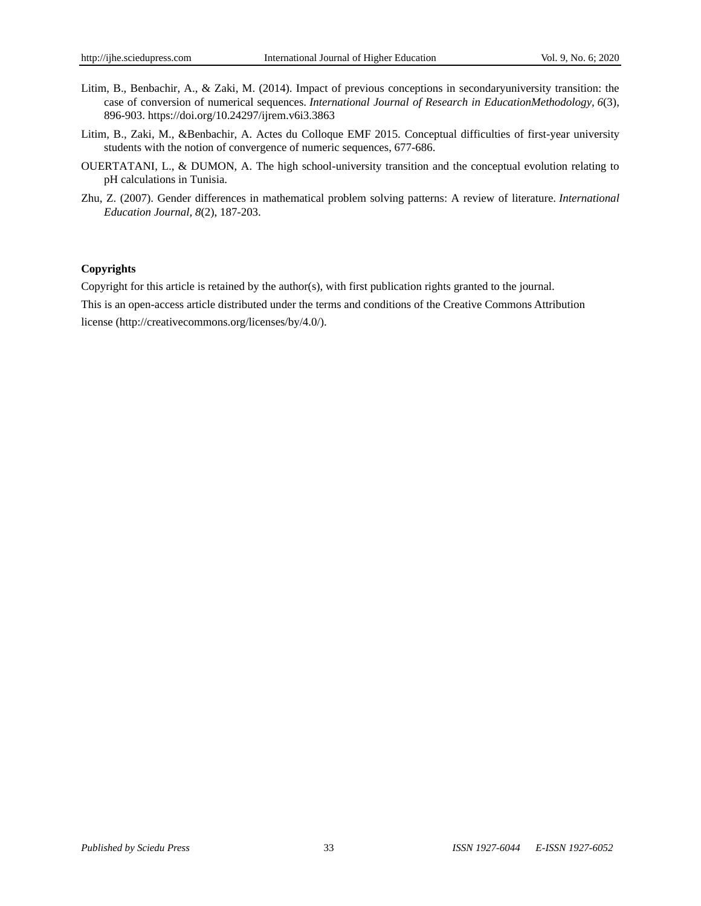Litim, B., Benbachir, A., & Zaki, M. (2014). Impact of previous conceptions in secondaryuniversity transition: the case of conversion of numerical sequences. *International Journal of Research in EducationMethodology, 6*(3), 896-903. https://doi.org/10.24297/ijrem.v6i3.3863

Litim, B., Zaki, M., &Benbachir, A. Actes du Colloque EMF 2015. Conceptual difficulties of first-year university students with the notion of convergence of numeric sequences, 677-686.

OUERTATANI, L., & DUMON, A. The high school-university transition and the conceptual evolution relating to pH calculations in Tunisia.

Zhu, Z. (2007). Gender differences in mathematical problem solving patterns: A review of literature. *International Education Journal, 8*(2), 187-203.

## Copyrights

Copyright for this article is retained by the author(s), with first publication rights granted to the journal.

This is an open-access article distributed under the terms and conditions of the Creative Commons Attribution license (http://creativecommons.org/licenses/by/4.0/).